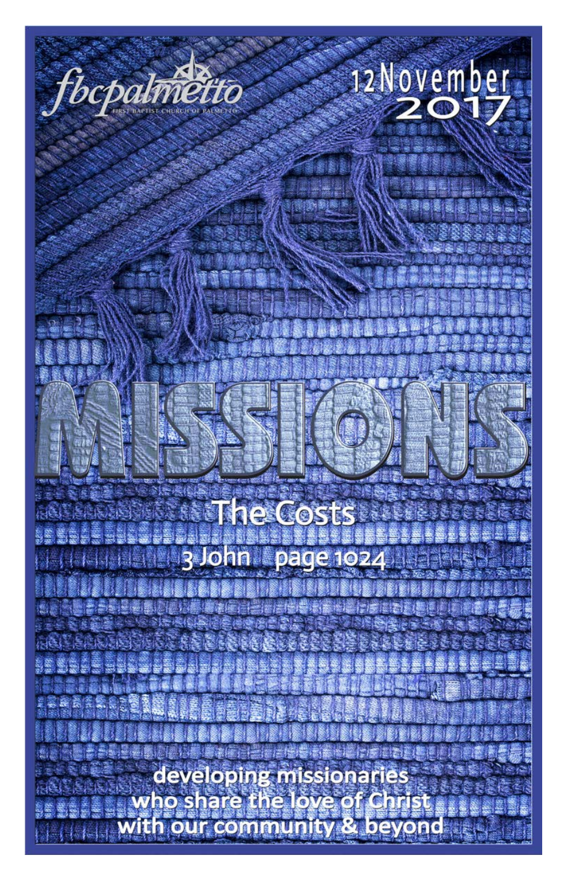fbcpalmetto
FIRST BAPTIST CHURCH OF PALMETTO

12 November 2017

# MISSIONS

## The Costs

3 John page 1024

developing missionaries
who share the love of Christ
with our community & beyond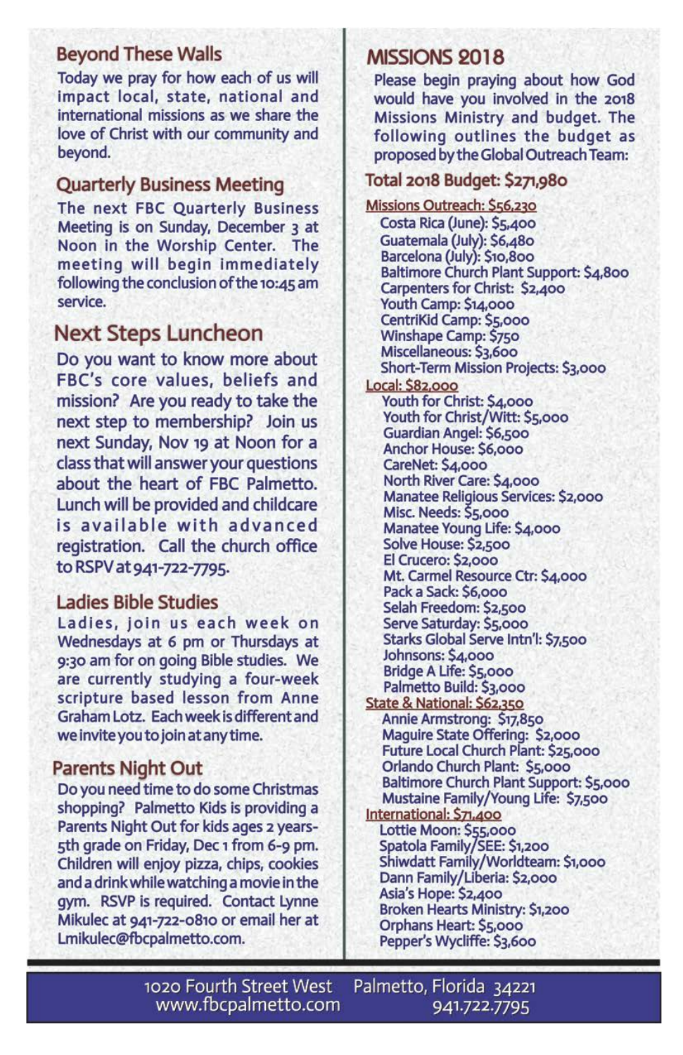## Beyond These Walls

Today we pray for how each of us will impact local, state, national and international missions as we share the love of Christ with our community and beyond.

## Quarterly Business Meeting

The next FBC Quarterly Business Meeting is on Sunday, December 3 at Noon in the Worship Center. The meeting will begin immediately following the conclusion of the 10:45 am service.

## Next Steps Luncheon

Do you want to know more about FBC's core values, beliefs and mission? Are you ready to take the next step to membership? Join us next Sunday, Nov 19 at Noon for a class that will answer your questions about the heart of FBC Palmetto. Lunch will be provided and childcare is available with advanced registration. Call the church office to RSPV at 941-722-7795.

## Ladies Bible Studies

Ladies, join us each week on Wednesdays at 6 pm or Thursdays at 9:30 am for on going Bible studies. We are currently studying a four-week scripture based lesson from Anne Graham Lotz. Each week is different and we invite you to join at any time.

## Parents Night Out

Do you need time to do some Christmas shopping? Palmetto Kids is providing a Parents Night Out for kids ages 2 years-5th grade on Friday, Dec 1 from 6-9 pm. Children will enjoy pizza, chips, cookies and a drink while watching a movie in the gym. RSVP is required. Contact Lynne Mikulec at 941-722-0810 or email her at Lmikulec@fbcpalmetto.com.

## MISSIONS 2018

Please begin praying about how God would have you involved in the 2018 Missions Ministry and budget. The following outlines the budget as proposed by the Global Outreach Team:

### Total 2018 Budget: $271,980

**Missions Outreach: $56,230**

- Costa Rica (June): $5,400
- Guatemala (July): $6,480
- Barcelona (July): $10,800
- Baltimore Church Plant Support: $4,800
- Carpenters for Christ: $2,400
- Youth Camp: $14,000
- CentriKid Camp: $5,000
- Winshape Camp: $750
- Miscellaneous: $3,600
- Short-Term Mission Projects: $3,000

**Local: $82,000**

- Youth for Christ: $4,000
- Youth for Christ/Witt: $5,000
- Guardian Angel: $6,500
- Anchor House: $6,000
- CareNet: $4,000
- North River Care: $4,000
- Manatee Religious Services: $2,000
- Misc. Needs: $5,000
- Manatee Young Life: $4,000
- Solve House: $2,500
- El Crucero: $2,000
- Mt. Carmel Resource Ctr: $4,000
- Pack a Sack: $6,000
- Selah Freedom: $2,500
- Serve Saturday: $5,000
- Starks Global Serve Intn'l: $7,500
- Johnsons: $4,000
- Bridge A Life: $5,000
- Palmetto Build: $3,000

**State & National: $62,350**

- Annie Armstrong: $17,850
- Maguire State Offering: $2,000
- Future Local Church Plant: $25,000
- Orlando Church Plant: $5,000
- Baltimore Church Plant Support: $5,000
- Mustaine Family/Young Life: $7,500

**International: $71,400**

- Lottie Moon: $55,000
- Spatola Family/SEE: $1,200
- Shiwdatt Family/Worldteam: $1,000
- Dann Family/Liberia: $2,000
- Asia's Hope: $2,400
- Broken Hearts Ministry: $1,200
- Orphans Heart: $5,000
- Pepper's Wycliffe: $3,600

1020 Fourth Street West Palmetto, Florida 34221
www.fbcpalmetto.com 941.722.7795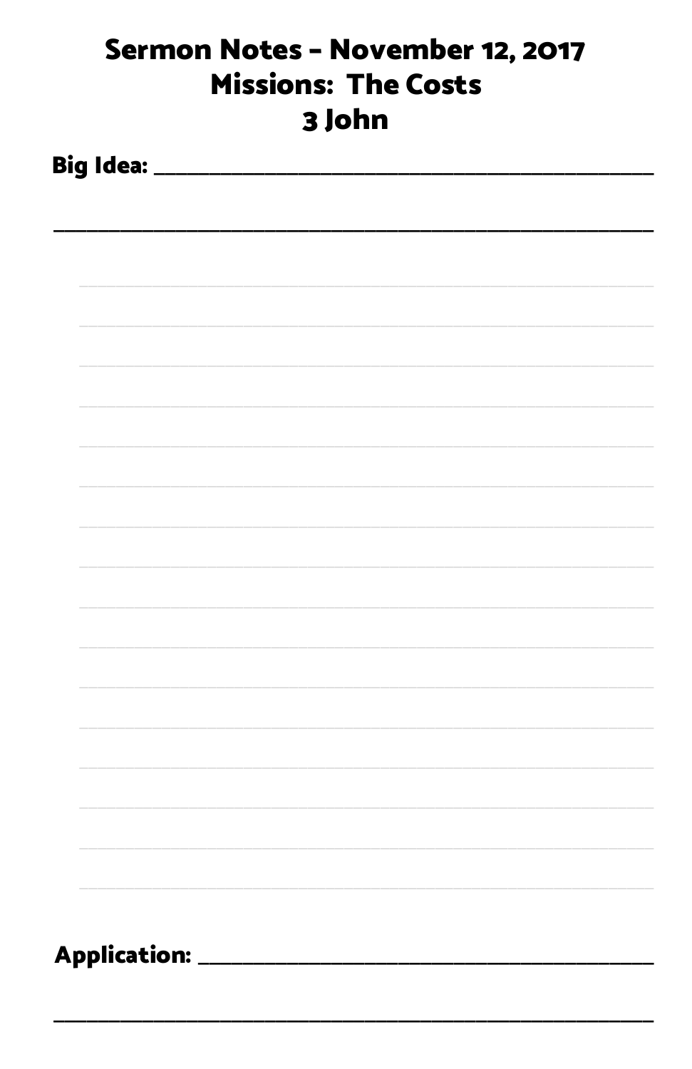# Sermon Notes - November 12, 2017
# Missions: The Costs
# 3 John

**Big Idea:** ______________________________________________

______________________________________________________

**Application:** ______________________________________________

______________________________________________________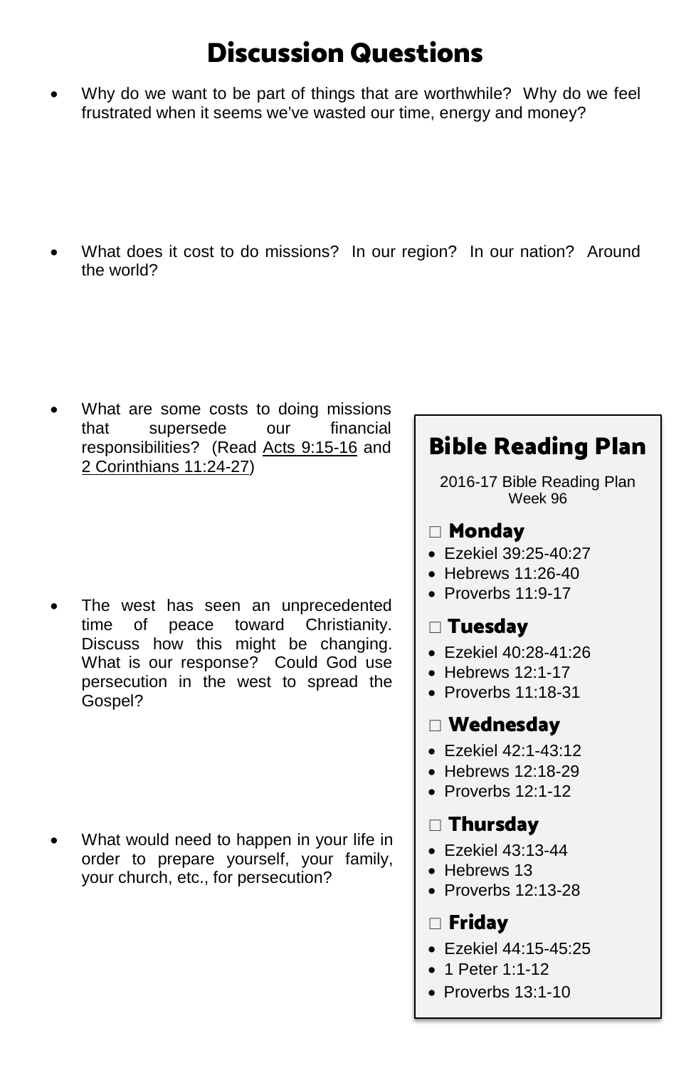# Discussion Questions

- Why do we want to be part of things that are worthwhile? Why do we feel frustrated when it seems we've wasted our time, energy and money?

- What does it cost to do missions? In our region? In our nation? Around the world?

- What are some costs to doing missions that supersede our financial responsibilities? (Read Acts 9:15-16 and 2 Corinthians 11:24-27)

- The west has seen an unprecedented time of peace toward Christianity. Discuss how this might be changing. What is our response? Could God use persecution in the west to spread the Gospel?

- What would need to happen in your life in order to prepare yourself, your family, your church, etc., for persecution?

## Bible Reading Plan

2016-17 Bible Reading Plan
Week 96

### □ Monday

- Ezekiel 39:25-40:27
- Hebrews 11:26-40
- Proverbs 11:9-17

### □ Tuesday

- Ezekiel 40:28-41:26
- Hebrews 12:1-17
- Proverbs 11:18-31

### □ Wednesday

- Ezekiel 42:1-43:12
- Hebrews 12:18-29
- Proverbs 12:1-12

### □ Thursday

- Ezekiel 43:13-44
- Hebrews 13
- Proverbs 12:13-28

### □ Friday

- Ezekiel 44:15-45:25
- 1 Peter 1:1-12
- Proverbs 13:1-10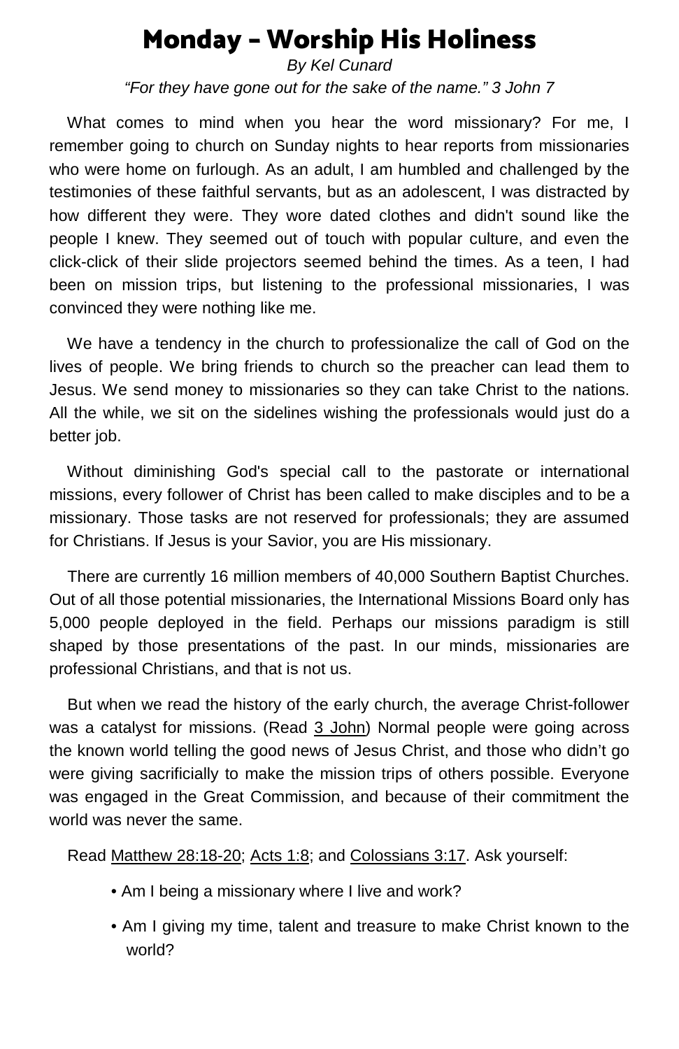# Monday - Worship His Holiness

*By Kel Cunard*

*"For they have gone out for the sake of the name." 3 John 7*

What comes to mind when you hear the word missionary? For me, I remember going to church on Sunday nights to hear reports from missionaries who were home on furlough. As an adult, I am humbled and challenged by the testimonies of these faithful servants, but as an adolescent, I was distracted by how different they were. They wore dated clothes and didn't sound like the people I knew. They seemed out of touch with popular culture, and even the click-click of their slide projectors seemed behind the times. As a teen, I had been on mission trips, but listening to the professional missionaries, I was convinced they were nothing like me.

We have a tendency in the church to professionalize the call of God on the lives of people. We bring friends to church so the preacher can lead them to Jesus. We send money to missionaries so they can take Christ to the nations. All the while, we sit on the sidelines wishing the professionals would just do a better job.

Without diminishing God's special call to the pastorate or international missions, every follower of Christ has been called to make disciples and to be a missionary. Those tasks are not reserved for professionals; they are assumed for Christians. If Jesus is your Savior, you are His missionary.

There are currently 16 million members of 40,000 Southern Baptist Churches. Out of all those potential missionaries, the International Missions Board only has 5,000 people deployed in the field. Perhaps our missions paradigm is still shaped by those presentations of the past. In our minds, missionaries are professional Christians, and that is not us.

But when we read the history of the early church, the average Christ-follower was a catalyst for missions. (Read 3 John) Normal people were going across the known world telling the good news of Jesus Christ, and those who didn't go were giving sacrificially to make the mission trips of others possible. Everyone was engaged in the Great Commission, and because of their commitment the world was never the same.

Read Matthew 28:18-20; Acts 1:8; and Colossians 3:17. Ask yourself:

- Am I being a missionary where I live and work?
- Am I giving my time, talent and treasure to make Christ known to the world?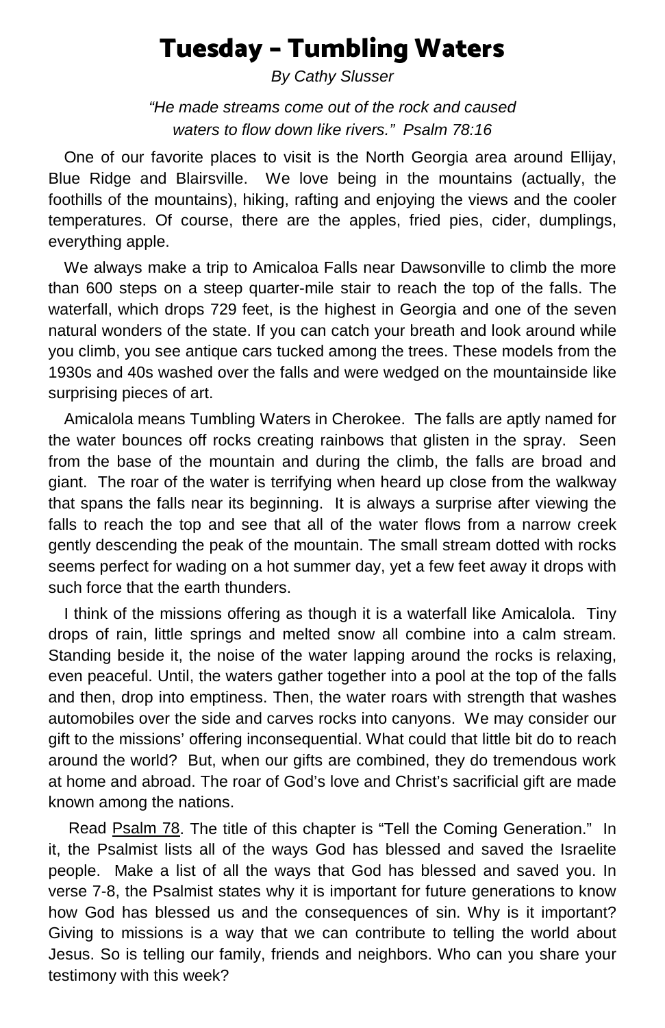# Tuesday – Tumbling Waters

*By Cathy Slusser*

*"He made streams come out of the rock and caused waters to flow down like rivers." Psalm 78:16*

One of our favorite places to visit is the North Georgia area around Ellijay, Blue Ridge and Blairsville. We love being in the mountains (actually, the foothills of the mountains), hiking, rafting and enjoying the views and the cooler temperatures. Of course, there are the apples, fried pies, cider, dumplings, everything apple.

We always make a trip to Amicaloa Falls near Dawsonville to climb the more than 600 steps on a steep quarter-mile stair to reach the top of the falls. The waterfall, which drops 729 feet, is the highest in Georgia and one of the seven natural wonders of the state. If you can catch your breath and look around while you climb, you see antique cars tucked among the trees. These models from the 1930s and 40s washed over the falls and were wedged on the mountainside like surprising pieces of art.

Amicalola means Tumbling Waters in Cherokee. The falls are aptly named for the water bounces off rocks creating rainbows that glisten in the spray. Seen from the base of the mountain and during the climb, the falls are broad and giant. The roar of the water is terrifying when heard up close from the walkway that spans the falls near its beginning. It is always a surprise after viewing the falls to reach the top and see that all of the water flows from a narrow creek gently descending the peak of the mountain. The small stream dotted with rocks seems perfect for wading on a hot summer day, yet a few feet away it drops with such force that the earth thunders.

I think of the missions offering as though it is a waterfall like Amicalola. Tiny drops of rain, little springs and melted snow all combine into a calm stream. Standing beside it, the noise of the water lapping around the rocks is relaxing, even peaceful. Until, the waters gather together into a pool at the top of the falls and then, drop into emptiness. Then, the water roars with strength that washes automobiles over the side and carves rocks into canyons. We may consider our gift to the missions' offering inconsequential. What could that little bit do to reach around the world? But, when our gifts are combined, they do tremendous work at home and abroad. The roar of God's love and Christ's sacrificial gift are made known among the nations.

Read Psalm 78. The title of this chapter is "Tell the Coming Generation." In it, the Psalmist lists all of the ways God has blessed and saved the Israelite people. Make a list of all the ways that God has blessed and saved you. In verse 7-8, the Psalmist states why it is important for future generations to know how God has blessed us and the consequences of sin. Why is it important? Giving to missions is a way that we can contribute to telling the world about Jesus. So is telling our family, friends and neighbors. Who can you share your testimony with this week?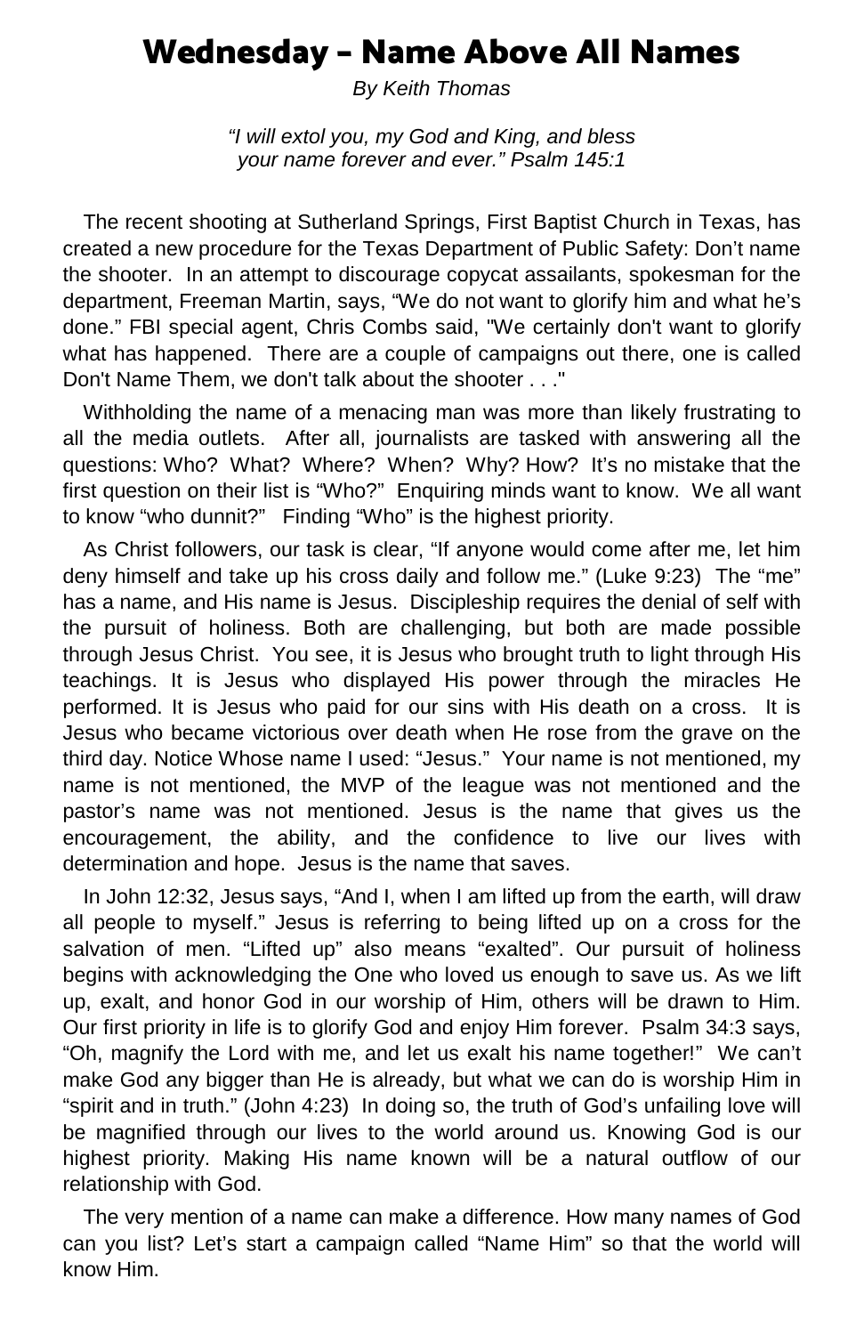# Wednesday – Name Above All Names

*By Keith Thomas*

*"I will extol you, my God and King, and bless your name forever and ever." Psalm 145:1*

The recent shooting at Sutherland Springs, First Baptist Church in Texas, has created a new procedure for the Texas Department of Public Safety: Don't name the shooter. In an attempt to discourage copycat assailants, spokesman for the department, Freeman Martin, says, "We do not want to glorify him and what he's done." FBI special agent, Chris Combs said, "We certainly don't want to glorify what has happened. There are a couple of campaigns out there, one is called Don't Name Them, we don't talk about the shooter . . ."

Withholding the name of a menacing man was more than likely frustrating to all the media outlets. After all, journalists are tasked with answering all the questions: Who? What? Where? When? Why? How? It's no mistake that the first question on their list is "Who?" Enquiring minds want to know. We all want to know "who dunnit?" Finding "Who" is the highest priority.

As Christ followers, our task is clear, "If anyone would come after me, let him deny himself and take up his cross daily and follow me." (Luke 9:23) The "me" has a name, and His name is Jesus. Discipleship requires the denial of self with the pursuit of holiness. Both are challenging, but both are made possible through Jesus Christ. You see, it is Jesus who brought truth to light through His teachings. It is Jesus who displayed His power through the miracles He performed. It is Jesus who paid for our sins with His death on a cross. It is Jesus who became victorious over death when He rose from the grave on the third day. Notice Whose name I used: "Jesus." Your name is not mentioned, my name is not mentioned, the MVP of the league was not mentioned and the pastor's name was not mentioned. Jesus is the name that gives us the encouragement, the ability, and the confidence to live our lives with determination and hope. Jesus is the name that saves.

In John 12:32, Jesus says, "And I, when I am lifted up from the earth, will draw all people to myself." Jesus is referring to being lifted up on a cross for the salvation of men. "Lifted up" also means "exalted". Our pursuit of holiness begins with acknowledging the One who loved us enough to save us. As we lift up, exalt, and honor God in our worship of Him, others will be drawn to Him. Our first priority in life is to glorify God and enjoy Him forever. Psalm 34:3 says, "Oh, magnify the Lord with me, and let us exalt his name together!" We can't make God any bigger than He is already, but what we can do is worship Him in "spirit and in truth." (John 4:23) In doing so, the truth of God's unfailing love will be magnified through our lives to the world around us. Knowing God is our highest priority. Making His name known will be a natural outflow of our relationship with God.

The very mention of a name can make a difference. How many names of God can you list? Let's start a campaign called "Name Him" so that the world will know Him.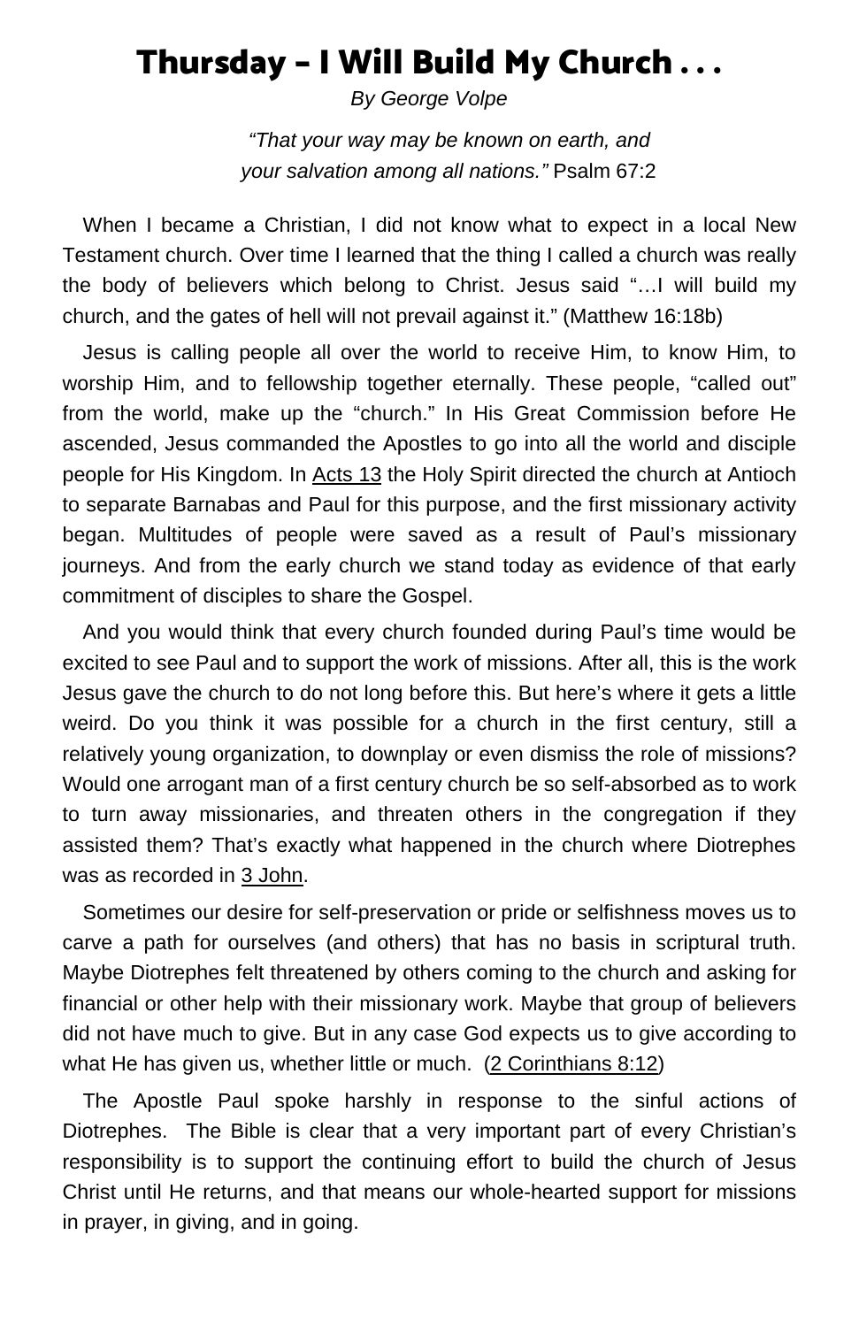# Thursday – I Will Build My Church . . .

*By George Volpe*

*"That your way may be known on earth, and your salvation among all nations."* Psalm 67:2

When I became a Christian, I did not know what to expect in a local New Testament church. Over time I learned that the thing I called a church was really the body of believers which belong to Christ. Jesus said "…I will build my church, and the gates of hell will not prevail against it." (Matthew 16:18b)

Jesus is calling people all over the world to receive Him, to know Him, to worship Him, and to fellowship together eternally. These people, "called out" from the world, make up the "church." In His Great Commission before He ascended, Jesus commanded the Apostles to go into all the world and disciple people for His Kingdom. In Acts 13 the Holy Spirit directed the church at Antioch to separate Barnabas and Paul for this purpose, and the first missionary activity began. Multitudes of people were saved as a result of Paul's missionary journeys. And from the early church we stand today as evidence of that early commitment of disciples to share the Gospel.

And you would think that every church founded during Paul's time would be excited to see Paul and to support the work of missions. After all, this is the work Jesus gave the church to do not long before this. But here's where it gets a little weird. Do you think it was possible for a church in the first century, still a relatively young organization, to downplay or even dismiss the role of missions? Would one arrogant man of a first century church be so self-absorbed as to work to turn away missionaries, and threaten others in the congregation if they assisted them? That's exactly what happened in the church where Diotrephes was as recorded in 3 John.

Sometimes our desire for self-preservation or pride or selfishness moves us to carve a path for ourselves (and others) that has no basis in scriptural truth. Maybe Diotrephes felt threatened by others coming to the church and asking for financial or other help with their missionary work. Maybe that group of believers did not have much to give. But in any case God expects us to give according to what He has given us, whether little or much. (2 Corinthians 8:12)

The Apostle Paul spoke harshly in response to the sinful actions of Diotrephes. The Bible is clear that a very important part of every Christian's responsibility is to support the continuing effort to build the church of Jesus Christ until He returns, and that means our whole-hearted support for missions in prayer, in giving, and in going.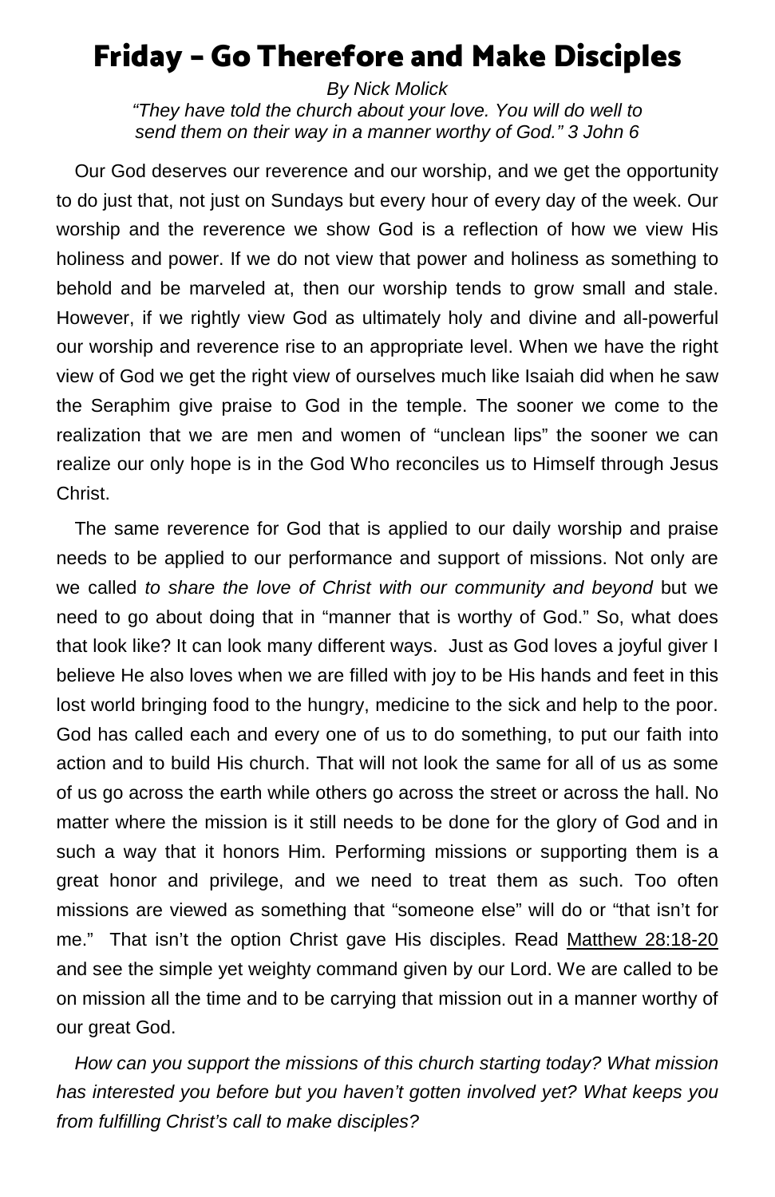# Friday – Go Therefore and Make Disciples

*By Nick Molick*

*"They have told the church about your love. You will do well to send them on their way in a manner worthy of God." 3 John 6*

Our God deserves our reverence and our worship, and we get the opportunity to do just that, not just on Sundays but every hour of every day of the week. Our worship and the reverence we show God is a reflection of how we view His holiness and power. If we do not view that power and holiness as something to behold and be marveled at, then our worship tends to grow small and stale. However, if we rightly view God as ultimately holy and divine and all-powerful our worship and reverence rise to an appropriate level. When we have the right view of God we get the right view of ourselves much like Isaiah did when he saw the Seraphim give praise to God in the temple. The sooner we come to the realization that we are men and women of "unclean lips" the sooner we can realize our only hope is in the God Who reconciles us to Himself through Jesus Christ.

The same reverence for God that is applied to our daily worship and praise needs to be applied to our performance and support of missions. Not only are we called *to share the love of Christ with our community and beyond* but we need to go about doing that in "manner that is worthy of God." So, what does that look like? It can look many different ways. Just as God loves a joyful giver I believe He also loves when we are filled with joy to be His hands and feet in this lost world bringing food to the hungry, medicine to the sick and help to the poor. God has called each and every one of us to do something, to put our faith into action and to build His church. That will not look the same for all of us as some of us go across the earth while others go across the street or across the hall. No matter where the mission is it still needs to be done for the glory of God and in such a way that it honors Him. Performing missions or supporting them is a great honor and privilege, and we need to treat them as such. Too often missions are viewed as something that "someone else" will do or "that isn't for me." That isn't the option Christ gave His disciples. Read Matthew 28:18-20 and see the simple yet weighty command given by our Lord. We are called to be on mission all the time and to be carrying that mission out in a manner worthy of our great God.

*How can you support the missions of this church starting today? What mission has interested you before but you haven't gotten involved yet? What keeps you from fulfilling Christ's call to make disciples?*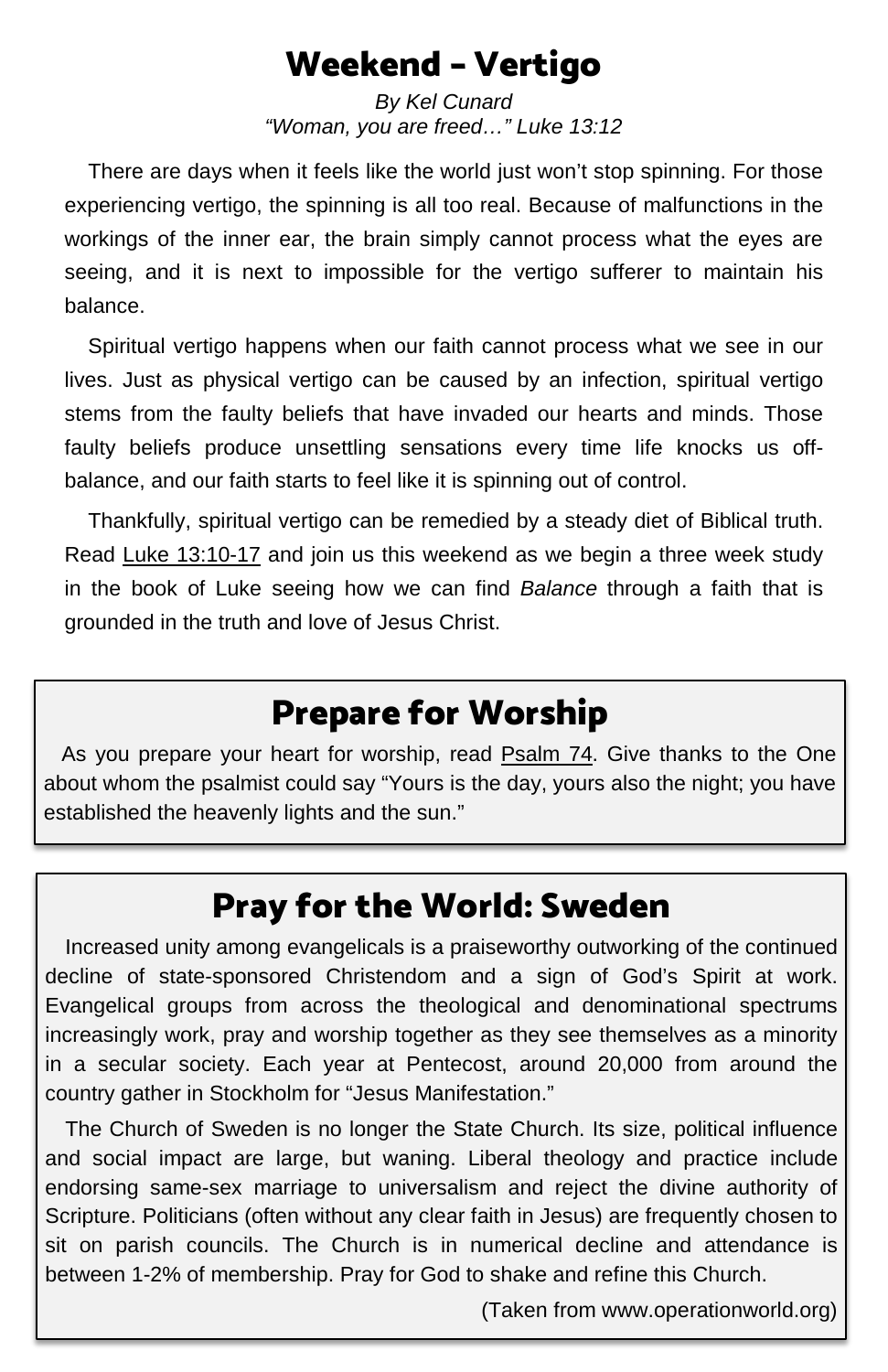# Weekend - Vertigo

*By Kel Cunard*
*"Woman, you are freed…" Luke 13:12*

There are days when it feels like the world just won't stop spinning. For those experiencing vertigo, the spinning is all too real. Because of malfunctions in the workings of the inner ear, the brain simply cannot process what the eyes are seeing, and it is next to impossible for the vertigo sufferer to maintain his balance.

Spiritual vertigo happens when our faith cannot process what we see in our lives. Just as physical vertigo can be caused by an infection, spiritual vertigo stems from the faulty beliefs that have invaded our hearts and minds. Those faulty beliefs produce unsettling sensations every time life knocks us off-balance, and our faith starts to feel like it is spinning out of control.

Thankfully, spiritual vertigo can be remedied by a steady diet of Biblical truth. Read Luke 13:10-17 and join us this weekend as we begin a three week study in the book of Luke seeing how we can find *Balance* through a faith that is grounded in the truth and love of Jesus Christ.

## Prepare for Worship

As you prepare your heart for worship, read Psalm 74. Give thanks to the One about whom the psalmist could say "Yours is the day, yours also the night; you have established the heavenly lights and the sun."

## Pray for the World: Sweden

Increased unity among evangelicals is a praiseworthy outworking of the continued decline of state-sponsored Christendom and a sign of God's Spirit at work. Evangelical groups from across the theological and denominational spectrums increasingly work, pray and worship together as they see themselves as a minority in a secular society. Each year at Pentecost, around 20,000 from around the country gather in Stockholm for "Jesus Manifestation."

The Church of Sweden is no longer the State Church. Its size, political influence and social impact are large, but waning. Liberal theology and practice include endorsing same-sex marriage to universalism and reject the divine authority of Scripture. Politicians (often without any clear faith in Jesus) are frequently chosen to sit on parish councils. The Church is in numerical decline and attendance is between 1-2% of membership. Pray for God to shake and refine this Church.

(Taken from www.operationworld.org)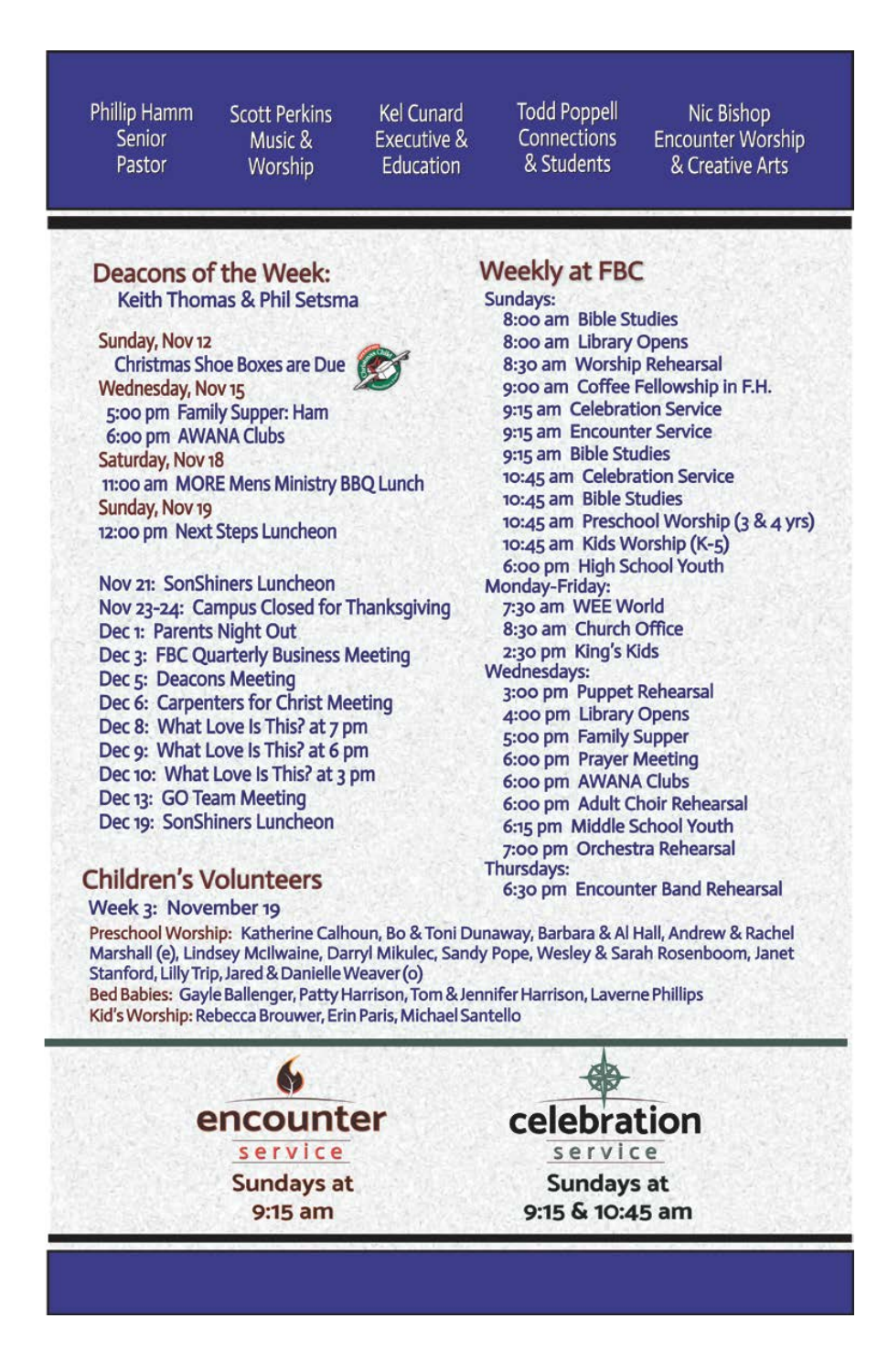Phillip Hamm
Senior
Pastor

Scott Perkins
Music &
Worship

Kel Cunard
Executive &
Education

Todd Poppell
Connections
& Students

Nic Bishop
Encounter Worship
& Creative Arts

## Deacons of the Week:

Keith Thomas & Phil Setsma

**Sunday, Nov 12**
Christmas Shoe Boxes are Due

**Wednesday, Nov 15**
5:00 pm Family Supper: Ham
6:00 pm AWANA Clubs

**Saturday, Nov 18**
11:00 am MORE Mens Ministry BBQ Lunch

**Sunday, Nov 19**
12:00 pm Next Steps Luncheon

Nov 21: SonShiners Luncheon
Nov 23-24: Campus Closed for Thanksgiving
Dec 1: Parents Night Out
Dec 3: FBC Quarterly Business Meeting
Dec 5: Deacons Meeting
Dec 6: Carpenters for Christ Meeting
Dec 8: What Love Is This? at 7 pm
Dec 9: What Love Is This? at 6 pm
Dec 10: What Love Is This? at 3 pm
Dec 13: GO Team Meeting
Dec 19: SonShiners Luncheon

## Weekly at FBC

**Sundays:**
8:00 am Bible Studies
8:00 am Library Opens
8:30 am Worship Rehearsal
9:00 am Coffee Fellowship in F.H.
9:15 am Celebration Service
9:15 am Encounter Service
9:15 am Bible Studies
10:45 am Celebration Service
10:45 am Bible Studies
10:45 am Preschool Worship (3 & 4 yrs)
10:45 am Kids Worship (K-5)
6:00 pm High School Youth

**Monday-Friday:**
7:30 am WEE World
8:30 am Church Office
2:30 pm King's Kids

**Wednesdays:**
3:00 pm Puppet Rehearsal
4:00 pm Library Opens
5:00 pm Family Supper
6:00 pm Prayer Meeting
6:00 pm AWANA Clubs
6:00 pm Adult Choir Rehearsal
6:15 pm Middle School Youth
7:00 pm Orchestra Rehearsal

**Thursdays:**
6:30 pm Encounter Band Rehearsal

## Children's Volunteers

Week 3: November 19

Preschool Worship: Katherine Calhoun, Bo & Toni Dunaway, Barbara & Al Hall, Andrew & Rachel Marshall (e), Lindsey McIlwaine, Darryl Mikulec, Sandy Pope, Wesley & Sarah Rosenboom, Janet Stanford, Lilly Trip, Jared & Danielle Weaver (o)
Bed Babies: Gayle Ballenger, Patty Harrison, Tom & Jennifer Harrison, Laverne Phillips
Kid's Worship: Rebecca Brouwer, Erin Paris, Michael Santello

**encounter service**
Sundays at 9:15 am

**celebration service**
Sundays at 9:15 & 10:45 am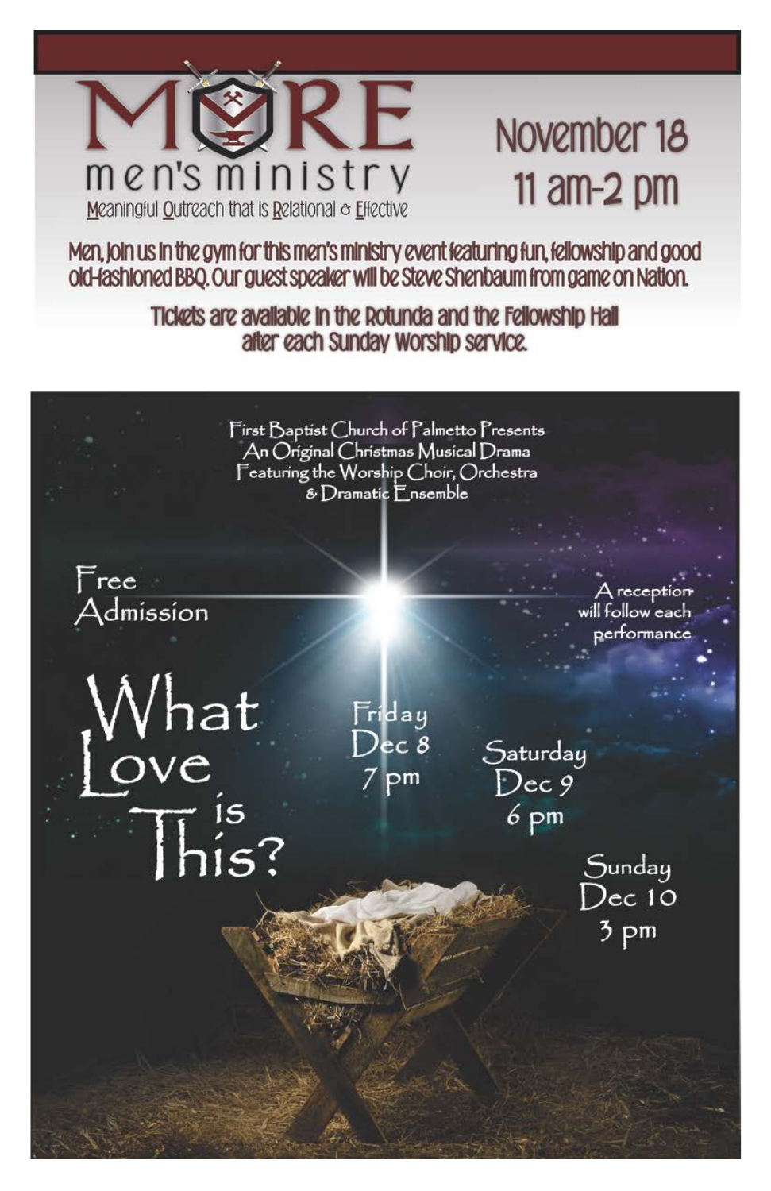# MORE men's ministry

Meaningful Outreach that is Relational & Effective

**November 18**
**11 am-2 pm**

Men, join us in the gym for this men's ministry event featuring fun, fellowship and good old-fashioned BBQ. Our guest speaker will be Steve Shenbaum from game on Nation.

Tickets are available in the Rotunda and the Fellowship Hall after each Sunday Worship service.

First Baptist Church of Palmetto Presents
An Original Christmas Musical Drama
Featuring the Worship Choir, Orchestra & Dramatic Ensemble

Free Admission

A reception will follow each performance

# What Love is This?

Friday
Dec 8
7 pm

Saturday
Dec 9
6 pm

Sunday
Dec 10
3 pm